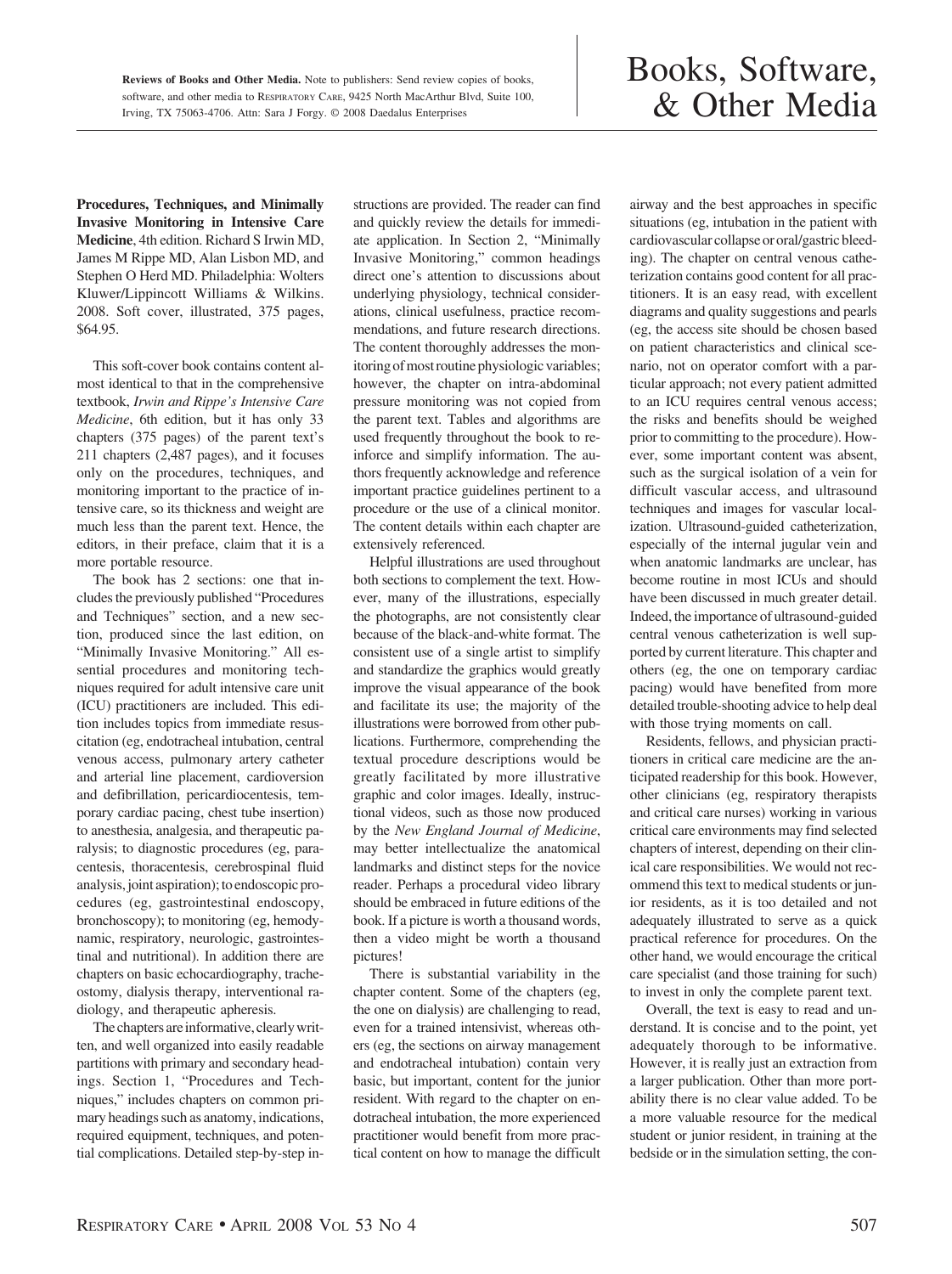**Reviews of Books and Other Media.** Note to publishers: Send review copies of books, software, and other media to RESPIRATORY CARE, 9425 North MacArthur Blvd, Suite 100, Irving, TX 75063-4706. Attn: Sara J Forgy. © 2008 Daedalus Enterprises

# Books, Software, & Other Media

**Procedures, Techniques, and Minimally Invasive Monitoring in Intensive Care Medicine**, 4th edition. Richard S Irwin MD, James M Rippe MD, Alan Lisbon MD, and Stephen O Herd MD. Philadelphia: Wolters Kluwer/Lippincott Williams & Wilkins. 2008. Soft cover, illustrated, 375 pages, $64.95.

This soft-cover book contains content almost identical to that in the comprehensive textbook, *Irwin and Rippe's Intensive Care Medicine*, 6th edition, but it has only 33 chapters (375 pages) of the parent text's 211 chapters (2,487 pages), and it focuses only on the procedures, techniques, and monitoring important to the practice of intensive care, so its thickness and weight are much less than the parent text. Hence, the editors, in their preface, claim that it is a more portable resource.

The book has 2 sections: one that includes the previously published "Procedures and Techniques" section, and a new section, produced since the last edition, on "Minimally Invasive Monitoring." All essential procedures and monitoring techniques required for adult intensive care unit (ICU) practitioners are included. This edition includes topics from immediate resuscitation (eg, endotracheal intubation, central venous access, pulmonary artery catheter and arterial line placement, cardioversion and defibrillation, pericardiocentesis, temporary cardiac pacing, chest tube insertion) to anesthesia, analgesia, and therapeutic paralysis; to diagnostic procedures (eg, paracentesis, thoracentesis, cerebrospinal fluid analysis, joint aspiration); to endoscopic procedures (eg, gastrointestinal endoscopy, bronchoscopy); to monitoring (eg, hemodynamic, respiratory, neurologic, gastrointestinal and nutritional). In addition there are chapters on basic echocardiography, tracheostomy, dialysis therapy, interventional radiology, and therapeutic apheresis.

The chapters are informative, clearly written, and well organized into easily readable partitions with primary and secondary headings. Section 1, "Procedures and Techniques," includes chapters on common primary headings such as anatomy, indications, required equipment, techniques, and potential complications. Detailed step-by-step instructions are provided. The reader can find and quickly review the details for immediate application. In Section 2, "Minimally Invasive Monitoring," common headings direct one's attention to discussions about underlying physiology, technical considerations, clinical usefulness, practice recommendations, and future research directions. The content thoroughly addresses the monitoring of most routine physiologic variables; however, the chapter on intra-abdominal pressure monitoring was not copied from the parent text. Tables and algorithms are used frequently throughout the book to reinforce and simplify information. The authors frequently acknowledge and reference important practice guidelines pertinent to a procedure or the use of a clinical monitor. The content details within each chapter are extensively referenced.

Helpful illustrations are used throughout both sections to complement the text. However, many of the illustrations, especially the photographs, are not consistently clear because of the black-and-white format. The consistent use of a single artist to simplify and standardize the graphics would greatly improve the visual appearance of the book and facilitate its use; the majority of the illustrations were borrowed from other publications. Furthermore, comprehending the textual procedure descriptions would be greatly facilitated by more illustrative graphic and color images. Ideally, instructional videos, such as those now produced by the *New England Journal of Medicine*, may better intellectualize the anatomical landmarks and distinct steps for the novice reader. Perhaps a procedural video library should be embraced in future editions of the book. If a picture is worth a thousand words, then a video might be worth a thousand pictures!

There is substantial variability in the chapter content. Some of the chapters (eg, the one on dialysis) are challenging to read, even for a trained intensivist, whereas others (eg, the sections on airway management and endotracheal intubation) contain very basic, but important, content for the junior resident. With regard to the chapter on endotracheal intubation, the more experienced practitioner would benefit from more practical content on how to manage the difficult airway and the best approaches in specific situations (eg, intubation in the patient with cardiovascular collapse or oral/gastric bleeding). The chapter on central venous catheterization contains good content for all practitioners. It is an easy read, with excellent diagrams and quality suggestions and pearls (eg, the access site should be chosen based on patient characteristics and clinical scenario, not on operator comfort with a particular approach; not every patient admitted to an ICU requires central venous access; the risks and benefits should be weighed prior to committing to the procedure). However, some important content was absent, such as the surgical isolation of a vein for difficult vascular access, and ultrasound techniques and images for vascular localization. Ultrasound-guided catheterization, especially of the internal jugular vein and when anatomic landmarks are unclear, has become routine in most ICUs and should have been discussed in much greater detail. Indeed, the importance of ultrasound-guided central venous catheterization is well supported by current literature. This chapter and others (eg, the one on temporary cardiac pacing) would have benefited from more detailed trouble-shooting advice to help deal with those trying moments on call.

Residents, fellows, and physician practitioners in critical care medicine are the anticipated readership for this book. However, other clinicians (eg, respiratory therapists and critical care nurses) working in various critical care environments may find selected chapters of interest, depending on their clinical care responsibilities. We would not recommend this text to medical students or junior residents, as it is too detailed and not adequately illustrated to serve as a quick practical reference for procedures. On the other hand, we would encourage the critical care specialist (and those training for such) to invest in only the complete parent text.

Overall, the text is easy to read and understand. It is concise and to the point, yet adequately thorough to be informative. However, it is really just an extraction from a larger publication. Other than more portability there is no clear value added. To be a more valuable resource for the medical student or junior resident, in training at the bedside or in the simulation setting, the con-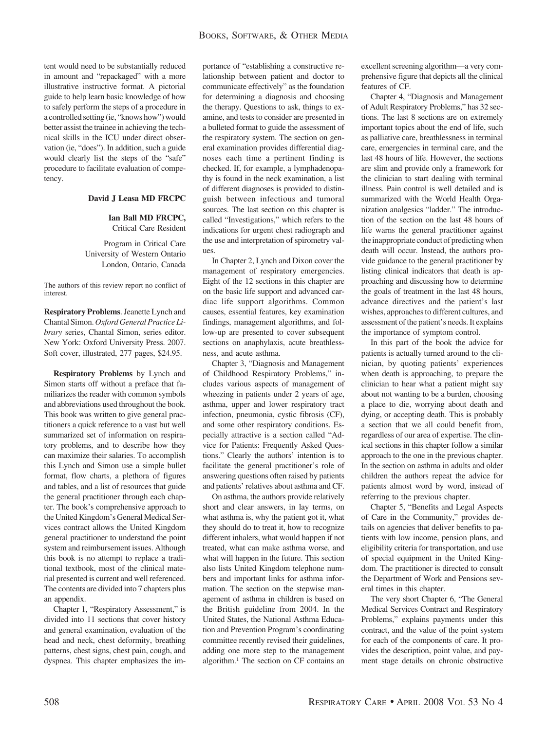tent would need to be substantially reduced in amount and "repackaged" with a more illustrative instructive format. A pictorial guide to help learn basic knowledge of how to safely perform the steps of a procedure in a controlled setting (ie, "knows how") would better assist the trainee in achieving the technical skills in the ICU under direct observation (ie, "does"). In addition, such a guide would clearly list the steps of the "safe" procedure to facilitate evaluation of competency.

**David J Leasa MD FRCPC**

**Ian Ball MD FRCPC,**
Critical Care Resident

Program in Critical Care
University of Western Ontario
London, Ontario, Canada

The authors of this review report no conflict of interest.

**Respiratory Problems**. Jeanette Lynch and Chantal Simon. *Oxford General Practice Library* series, Chantal Simon, series editor. New York: Oxford University Press. 2007. Soft cover, illustrated, 277 pages, $24.95.

**Respiratory Problems** by Lynch and Simon starts off without a preface that familiarizes the reader with common symbols and abbreviations used throughout the book. This book was written to give general practitioners a quick reference to a vast but well summarized set of information on respiratory problems, and to describe how they can maximize their salaries. To accomplish this Lynch and Simon use a simple bullet format, flow charts, a plethora of figures and tables, and a list of resources that guide the general practitioner through each chapter. The book's comprehensive approach to the United Kingdom's General Medical Services contract allows the United Kingdom general practitioner to understand the point system and reimbursement issues. Although this book is no attempt to replace a traditional textbook, most of the clinical material presented is current and well referenced. The contents are divided into 7 chapters plus an appendix.

Chapter 1, "Respiratory Assessment," is divided into 11 sections that cover history and general examination, evaluation of the head and neck, chest deformity, breathing patterns, chest signs, chest pain, cough, and dyspnea. This chapter emphasizes the importance of "establishing a constructive relationship between patient and doctor to communicate effectively" as the foundation for determining a diagnosis and choosing the therapy. Questions to ask, things to examine, and tests to consider are presented in a bulleted format to guide the assessment of the respiratory system. The section on general examination provides differential diagnoses each time a pertinent finding is checked. If, for example, a lymphadenopathy is found in the neck examination, a list of different diagnoses is provided to distinguish between infectious and tumoral sources. The last section on this chapter is called "Investigations," which refers to the indications for urgent chest radiograph and the use and interpretation of spirometry values.

In Chapter 2, Lynch and Dixon cover the management of respiratory emergencies. Eight of the 12 sections in this chapter are on the basic life support and advanced cardiac life support algorithms. Common causes, essential features, key examination findings, management algorithms, and follow-up are presented to cover subsequent sections on anaphylaxis, acute breathlessness, and acute asthma.

Chapter 3, "Diagnosis and Management of Childhood Respiratory Problems," includes various aspects of management of wheezing in patients under 2 years of age, asthma, upper and lower respiratory tract infection, pneumonia, cystic fibrosis (CF), and some other respiratory conditions. Especially attractive is a section called "Advice for Patients: Frequently Asked Questions." Clearly the authors' intention is to facilitate the general practitioner's role of answering questions often raised by patients and patients' relatives about asthma and CF.

On asthma, the authors provide relatively short and clear answers, in lay terms, on what asthma is, why the patient got it, what they should do to treat it, how to recognize different inhalers, what would happen if not treated, what can make asthma worse, and what will happen in the future. This section also lists United Kingdom telephone numbers and important links for asthma information. The section on the stepwise management of asthma in children is based on the British guideline from 2004. In the United States, the National Asthma Education and Prevention Program's coordinating committee recently revised their guidelines, adding one more step to the management algorithm.[1] The section on CF contains an excellent screening algorithm—a very comprehensive figure that depicts all the clinical features of CF.

Chapter 4, "Diagnosis and Management of Adult Respiratory Problems," has 32 sections. The last 8 sections are on extremely important topics about the end of life, such as palliative care, breathlessness in terminal care, emergencies in terminal care, and the last 48 hours of life. However, the sections are slim and provide only a framework for the clinician to start dealing with terminal illness. Pain control is well detailed and is summarized with the World Health Organization analgesics "ladder." The introduction of the section on the last 48 hours of life warns the general practitioner against the inappropriate conduct of predicting when death will occur. Instead, the authors provide guidance to the general practitioner by listing clinical indicators that death is approaching and discussing how to determine the goals of treatment in the last 48 hours, advance directives and the patient's last wishes, approaches to different cultures, and assessment of the patient's needs. It explains the importance of symptom control.

In this part of the book the advice for patients is actually turned around to the clinician, by quoting patients' experiences when death is approaching, to prepare the clinician to hear what a patient might say about not wanting to be a burden, choosing a place to die, worrying about death and dying, or accepting death. This is probably a section that we all could benefit from, regardless of our area of expertise. The clinical sections in this chapter follow a similar approach to the one in the previous chapter. In the section on asthma in adults and older children the authors repeat the advice for patients almost word by word, instead of referring to the previous chapter.

Chapter 5, "Benefits and Legal Aspects of Care in the Community," provides details on agencies that deliver benefits to patients with low income, pension plans, and eligibility criteria for transportation, and use of special equipment in the United Kingdom. The practitioner is directed to consult the Department of Work and Pensions several times in this chapter.

The very short Chapter 6, "The General Medical Services Contract and Respiratory Problems," explains payments under this contract, and the value of the point system for each of the components of care. It provides the description, point value, and payment stage details on chronic obstructive